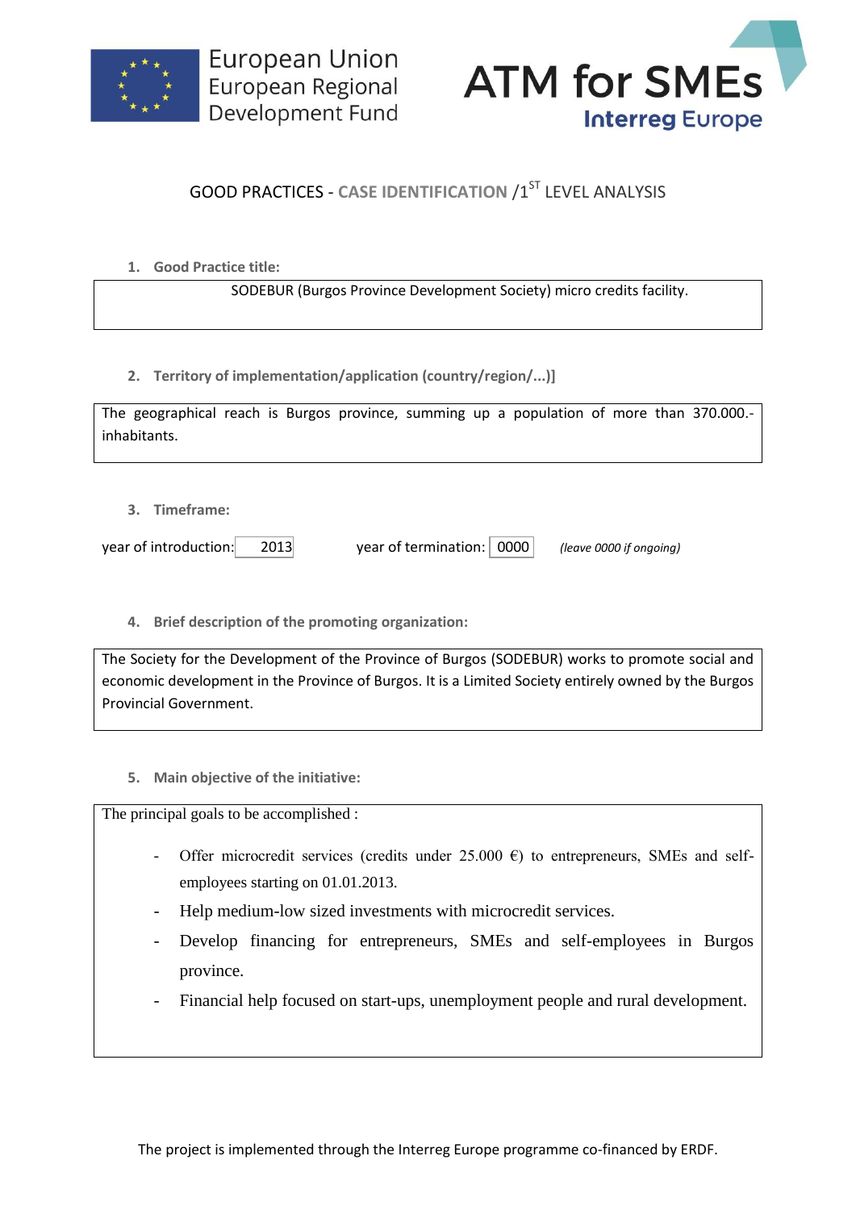European Union
European Regional
Development Fund

ATM for SMEs
Interreg Europe

# GOOD PRACTICES - CASE IDENTIFICATION /1ST LEVEL ANALYSIS

**1. Good Practice title:**

SODEBUR (Burgos Province Development Society) micro credits facility.

**2. Territory of implementation/application (country/region/...)]**

The geographical reach is Burgos province, summing up a population of more than 370.000.- inhabitants.

**3. Timeframe:**

year of introduction: 2013 year of termination: 0000 *(leave 0000 if ongoing)*

**4. Brief description of the promoting organization:**

The Society for the Development of the Province of Burgos (SODEBUR) works to promote social and economic development in the Province of Burgos. It is a Limited Society entirely owned by the Burgos Provincial Government.

**5. Main objective of the initiative:**

The principal goals to be accomplished :

- Offer microcredit services (credits under 25.000 €) to entrepreneurs, SMEs and self-employees starting on 01.01.2013.
- Help medium-low sized investments with microcredit services.
- Develop financing for entrepreneurs, SMEs and self-employees in Burgos province.
- Financial help focused on start-ups, unemployment people and rural development.

The project is implemented through the Interreg Europe programme co-financed by ERDF.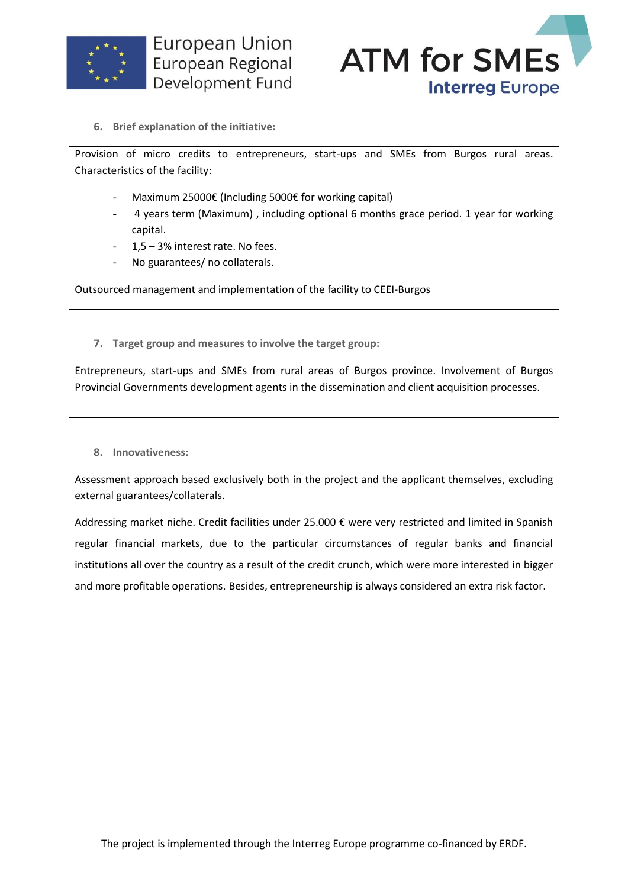### 6. Brief explanation of the initiative:

Provision of micro credits to entrepreneurs, start-ups and SMEs from Burgos rural areas. Characteristics of the facility:

- Maximum 25000€ (Including 5000€ for working capital)
- 4 years term (Maximum) , including optional 6 months grace period. 1 year for working capital.
- 1,5 – 3% interest rate. No fees.
- No guarantees/ no collaterals.

Outsourced management and implementation of the facility to CEEI-Burgos

### 7. Target group and measures to involve the target group:

Entrepreneurs, start-ups and SMEs from rural areas of Burgos province. Involvement of Burgos Provincial Governments development agents in the dissemination and client acquisition processes.

### 8. Innovativeness:

Assessment approach based exclusively both in the project and the applicant themselves, excluding external guarantees/collaterals.

Addressing market niche. Credit facilities under 25.000 € were very restricted and limited in Spanish regular financial markets, due to the particular circumstances of regular banks and financial institutions all over the country as a result of the credit crunch, which were more interested in bigger and more profitable operations. Besides, entrepreneurship is always considered an extra risk factor.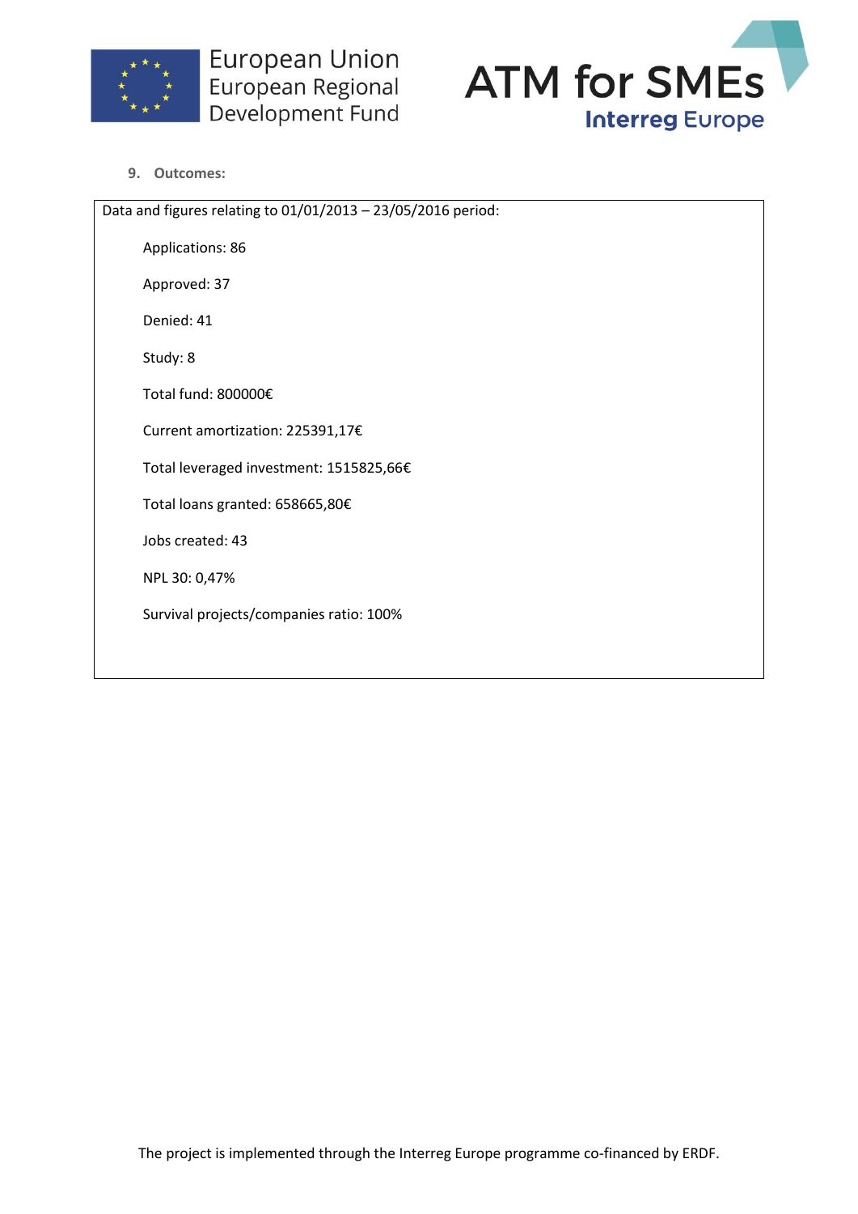9. **Outcomes:**

Data and figures relating to 01/01/2013 – 23/05/2016 period:

Applications: 86

Approved: 37

Denied: 41

Study: 8

Total fund: 800000€

Current amortization: 225391,17€

Total leveraged investment: 1515825,66€

Total loans granted: 658665,80€

Jobs created: 43

NPL 30: 0,47%

Survival projects/companies ratio: 100%